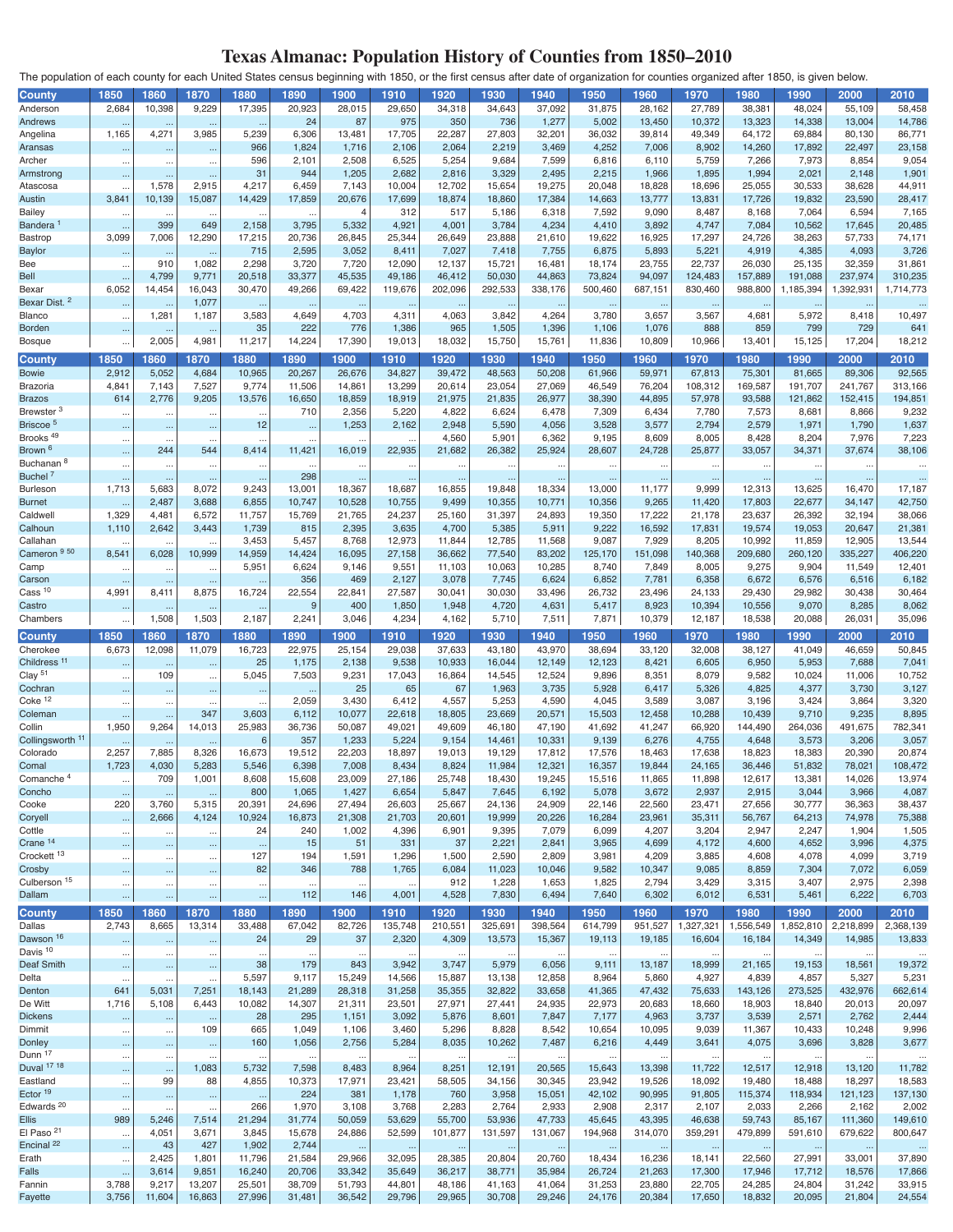# Texas Almanac: Population History of Counties from 1850–2010

The population of each county for each United States census beginning with 1850, or the first census after date of organization for counties organized after 1850, is given below.

| County | 1850 | 1860 | 1870 | 1880 | 1890 | 1900 | 1910 | 1920 | 1930 | 1940 | 1950 | 1960 | 1970 | 1980 | 1990 | 2000 | 2010 |
|---|---|---|---|---|---|---|---|---|---|---|---|---|---|---|---|---|---|
| Anderson | 2,684 | 10,398 | 9,229 | 17,395 | 20,923 | 28,015 | 29,650 | 34,318 | 34,643 | 37,092 | 31,875 | 28,162 | 27,789 | 38,381 | 48,024 | 55,109 | 58,458 |
| Andrews | ... | ... | ... | ... | 24 | 87 | 975 | 350 | 736 | 1,277 | 5,002 | 13,450 | 10,372 | 13,323 | 14,338 | 13,004 | 14,786 |
| Angelina | 1,165 | 4,271 | 3,985 | 5,239 | 6,306 | 13,481 | 17,705 | 22,287 | 27,803 | 32,201 | 36,032 | 39,814 | 49,349 | 64,172 | 69,884 | 80,130 | 86,771 |
| Aransas | ... | ... | ... | 966 | 1,824 | 1,716 | 2,106 | 2,064 | 2,219 | 3,469 | 4,252 | 7,006 | 8,902 | 14,260 | 17,892 | 22,497 | 23,158 |
| Archer | ... | ... | ... | 596 | 2,101 | 2,508 | 6,525 | 5,254 | 9,684 | 7,599 | 6,816 | 6,110 | 5,759 | 7,266 | 7,973 | 8,854 | 9,054 |
| Armstrong | ... | ... | ... | 31 | 944 | 1,205 | 2,682 | 2,816 | 3,329 | 2,495 | 2,215 | 1,966 | 1,895 | 1,994 | 2,021 | 2,148 | 1,901 |
| Atascosa | ... | 1,578 | 2,915 | 4,217 | 6,459 | 7,143 | 10,004 | 12,702 | 15,654 | 19,275 | 20,048 | 18,828 | 18,696 | 25,055 | 30,533 | 38,628 | 44,911 |
| Austin | 3,841 | 10,139 | 15,087 | 14,429 | 17,859 | 20,676 | 17,699 | 18,874 | 18,860 | 17,384 | 14,663 | 13,777 | 13,831 | 17,726 | 19,832 | 23,590 | 28,417 |
| Bailey | ... | ... | ... | ... | ... | 4 | 312 | 517 | 5,186 | 6,318 | 7,592 | 9,090 | 8,487 | 8,168 | 7,064 | 6,594 | 7,165 |
| Bandera [1] | ... | 399 | 649 | 2,158 | 3,795 | 5,332 | 4,921 | 4,001 | 3,784 | 4,234 | 4,410 | 3,892 | 4,747 | 7,084 | 10,562 | 17,645 | 20,485 |
| Bastrop | 3,099 | 7,006 | 12,290 | 17,215 | 20,736 | 26,845 | 25,344 | 26,649 | 23,888 | 21,610 | 19,622 | 16,925 | 17,297 | 24,726 | 38,263 | 57,733 | 74,171 |
| Baylor | ... | ... | ... | 715 | 2,595 | 3,052 | 8,411 | 7,027 | 7,418 | 7,755 | 6,875 | 5,893 | 5,221 | 4,919 | 4,385 | 4,093 | 3,726 |
| Bee | ... | 910 | 1,082 | 2,298 | 3,720 | 7,720 | 12,090 | 12,137 | 15,721 | 16,481 | 18,174 | 23,755 | 22,737 | 26,030 | 25,135 | 32,359 | 31,861 |
| Bell | ... | 4,799 | 9,771 | 20,518 | 33,377 | 45,535 | 49,186 | 46,412 | 50,030 | 44,863 | 73,824 | 94,097 | 124,483 | 157,889 | 191,088 | 237,974 | 310,235 |
| Bexar | 6,052 | 14,454 | 16,043 | 30,470 | 49,266 | 69,422 | 119,676 | 202,096 | 292,533 | 338,176 | 500,460 | 687,151 | 830,460 | 988,800 | 1,185,394 | 1,392,931 | 1,714,773 |
| Bexar Dist. [2] | ... | ... | 1,077 | ... | ... | ... | ... | ... | ... | ... | ... | ... | ... | ... | ... | ... | ... |
| Blanco | ... | 1,281 | 1,187 | 3,583 | 4,649 | 4,703 | 4,311 | 4,063 | 3,842 | 4,264 | 3,780 | 3,657 | 3,567 | 4,681 | 5,972 | 8,418 | 10,497 |
| Borden | ... | ... | ... | 35 | 222 | 776 | 1,386 | 965 | 1,505 | 1,396 | 1,106 | 1,076 | 888 | 859 | 799 | 729 | 641 |
| Bosque | ... | 2,005 | 4,981 | 11,217 | 14,224 | 17,390 | 19,013 | 18,032 | 15,750 | 15,761 | 11,836 | 10,809 | 10,966 | 13,401 | 15,125 | 17,204 | 18,212 |
| Bowie | 2,912 | 5,052 | 4,684 | 10,965 | 20,267 | 26,676 | 34,827 | 39,472 | 48,563 | 50,208 | 61,966 | 59,971 | 67,813 | 75,301 | 81,665 | 89,306 | 92,565 |
| Brazoria | 4,841 | 7,143 | 7,527 | 9,774 | 11,506 | 14,861 | 13,299 | 20,614 | 23,054 | 27,069 | 46,549 | 76,204 | 108,312 | 169,587 | 191,707 | 241,767 | 313,166 |
| Brazos | 614 | 2,776 | 9,205 | 13,576 | 16,650 | 18,859 | 18,919 | 21,975 | 21,835 | 26,977 | 38,390 | 44,895 | 57,978 | 93,588 | 121,862 | 152,415 | 194,851 |
| Brewster [3] | ... | ... | ... | ... | 710 | 2,356 | 5,220 | 4,822 | 6,624 | 6,478 | 7,309 | 6,434 | 7,780 | 7,573 | 8,681 | 8,866 | 9,232 |
| Briscoe [5] | ... | ... | ... | 12 | ... | 1,253 | 2,162 | 2,948 | 5,590 | 4,056 | 3,528 | 3,577 | 2,794 | 2,579 | 1,971 | 1,790 | 1,637 |
| Brooks [49] | ... | ... | ... | ... | ... | ... | ... | 4,560 | 5,901 | 6,362 | 9,195 | 8,609 | 8,005 | 8,428 | 8,204 | 7,976 | 7,223 |
| Brown [6] | ... | 244 | 544 | 8,414 | 11,421 | 16,019 | 22,935 | 21,682 | 26,382 | 25,924 | 28,607 | 24,728 | 25,877 | 33,057 | 34,371 | 37,674 | 38,106 |
| Buchanan [8] | ... | ... | ... | ... | ... | ... | ... | ... | ... | ... | ... | ... | ... | ... | ... | ... | ... |
| Buchel [7] | ... | ... | ... | ... | 298 | ... | ... | ... | ... | ... | ... | ... | ... | ... | ... | ... | ... |
| Burleson | 1,713 | 5,683 | 8,072 | 9,243 | 13,001 | 18,367 | 18,687 | 16,855 | 19,848 | 18,334 | 13,000 | 11,177 | 9,999 | 12,313 | 13,625 | 16,470 | 17,187 |
| Burnet | ... | 2,487 | 3,688 | 6,855 | 10,747 | 10,528 | 10,755 | 9,499 | 10,355 | 10,771 | 10,356 | 9,265 | 11,420 | 17,803 | 22,677 | 34,147 | 42,750 |
| Caldwell | 1,329 | 4,481 | 6,572 | 11,757 | 15,769 | 21,765 | 24,237 | 25,160 | 31,397 | 24,893 | 19,350 | 17,222 | 21,178 | 23,637 | 26,392 | 32,194 | 38,066 |
| Calhoun | 1,110 | 2,642 | 3,443 | 1,739 | 815 | 2,395 | 3,635 | 4,700 | 5,385 | 5,911 | 9,222 | 16,592 | 17,831 | 19,574 | 19,053 | 20,647 | 21,381 |
| Callahan | ... | ... | ... | 3,453 | 5,457 | 8,768 | 12,973 | 11,844 | 12,785 | 11,568 | 9,087 | 7,929 | 8,205 | 10,992 | 11,859 | 12,905 | 13,544 |
| Cameron [9 50] | 8,541 | 6,028 | 10,999 | 14,959 | 14,424 | 16,095 | 27,158 | 36,662 | 77,540 | 83,202 | 125,170 | 151,098 | 140,368 | 209,680 | 260,120 | 335,227 | 406,220 |
| Camp | ... | ... | ... | 5,951 | 6,624 | 9,146 | 9,551 | 11,103 | 10,063 | 10,285 | 8,740 | 7,849 | 8,005 | 9,275 | 9,904 | 11,549 | 12,401 |
| Carson | ... | ... | ... | ... | 356 | 469 | 2,127 | 3,078 | 7,745 | 6,624 | 6,852 | 7,781 | 6,358 | 6,672 | 6,576 | 6,516 | 6,182 |
| Cass [10] | 4,991 | 8,411 | 8,875 | 16,724 | 22,554 | 22,841 | 27,587 | 30,041 | 30,030 | 33,496 | 26,732 | 23,496 | 24,133 | 29,430 | 29,982 | 30,438 | 30,464 |
| Castro | ... | ... | ... | ... | 9 | 400 | 1,850 | 1,948 | 4,720 | 4,631 | 5,417 | 8,923 | 10,394 | 10,556 | 9,070 | 8,285 | 8,062 |
| Chambers | ... | 1,508 | 1,503 | 2,187 | 2,241 | 3,046 | 4,234 | 4,162 | 5,710 | 7,511 | 7,871 | 10,379 | 12,187 | 18,538 | 20,088 | 26,031 | 35,096 |
| Cherokee | 6,673 | 12,098 | 11,079 | 16,723 | 22,975 | 25,154 | 29,038 | 37,633 | 43,180 | 43,970 | 38,694 | 33,120 | 32,008 | 38,127 | 41,049 | 46,659 | 50,845 |
| Childress [11] | ... | ... | ... | 25 | 1,175 | 2,138 | 9,538 | 10,933 | 16,044 | 12,149 | 12,123 | 8,421 | 6,605 | 6,950 | 5,953 | 7,688 | 7,041 |
| Clay [51] | ... | 109 | ... | 5,045 | 7,503 | 9,231 | 17,043 | 16,864 | 14,545 | 12,524 | 9,896 | 8,351 | 8,079 | 9,582 | 10,024 | 11,006 | 10,752 |
| Cochran | ... | ... | ... | ... | ... | 25 | 65 | 67 | 1,963 | 3,735 | 5,928 | 6,417 | 5,326 | 4,825 | 4,377 | 3,730 | 3,127 |
| Coke [12] | ... | ... | ... | ... | 2,059 | 3,430 | 6,412 | 4,557 | 5,253 | 4,590 | 4,045 | 3,589 | 3,087 | 3,196 | 3,424 | 3,864 | 3,320 |
| Coleman | ... | ... | 347 | 3,603 | 6,112 | 10,077 | 22,618 | 18,805 | 23,669 | 20,571 | 15,503 | 12,458 | 10,288 | 10,439 | 9,710 | 9,235 | 8,895 |
| Collin | 1,950 | 9,264 | 14,013 | 25,983 | 36,736 | 50,087 | 49,021 | 49,609 | 46,180 | 47,190 | 41,692 | 41,247 | 66,920 | 144,490 | 264,036 | 491,675 | 782,341 |
| Collingsworth [11] | ... | ... | ... | 6 | 357 | 1,233 | 5,224 | 9,154 | 14,461 | 10,331 | 9,139 | 6,276 | 4,755 | 4,648 | 3,573 | 3,206 | 3,057 |
| Colorado | 2,257 | 7,885 | 8,326 | 16,673 | 19,512 | 22,203 | 18,897 | 19,013 | 19,129 | 17,812 | 17,576 | 18,463 | 17,638 | 18,823 | 18,383 | 20,390 | 20,874 |
| Comal | 1,723 | 4,030 | 5,283 | 5,546 | 6,398 | 7,008 | 8,434 | 8,824 | 11,984 | 12,321 | 16,357 | 19,844 | 24,165 | 36,446 | 51,832 | 78,021 | 108,472 |
| Comanche [4] | ... | 709 | 1,001 | 8,608 | 15,608 | 23,009 | 27,186 | 25,748 | 18,430 | 19,245 | 15,516 | 11,865 | 11,898 | 12,617 | 13,381 | 14,026 | 13,974 |
| Concho | ... | ... | ... | 800 | 1,065 | 1,427 | 6,654 | 5,847 | 7,645 | 6,192 | 5,078 | 3,672 | 2,937 | 2,915 | 3,044 | 3,966 | 4,087 |
| Cooke | 220 | 3,760 | 5,315 | 20,391 | 24,696 | 27,494 | 26,603 | 25,667 | 24,136 | 24,909 | 22,146 | 22,560 | 23,471 | 27,656 | 30,777 | 36,363 | 38,437 |
| Coryell | ... | 2,666 | 4,124 | 10,924 | 16,873 | 21,308 | 21,703 | 20,601 | 19,999 | 20,226 | 16,284 | 23,961 | 35,311 | 56,767 | 64,213 | 74,978 | 75,388 |
| Cottle | ... | ... | ... | 24 | 240 | 1,002 | 4,396 | 6,901 | 9,395 | 7,079 | 6,099 | 4,207 | 3,204 | 2,947 | 2,247 | 1,904 | 1,505 |
| Crane [14] | ... | ... | ... | ... | 15 | 51 | 331 | 37 | 2,221 | 2,841 | 3,965 | 4,699 | 4,172 | 4,600 | 4,652 | 3,996 | 4,375 |
| Crockett [13] | ... | ... | ... | 127 | 194 | 1,591 | 1,296 | 1,500 | 2,590 | 2,809 | 3,981 | 4,209 | 3,885 | 4,608 | 4,078 | 4,099 | 3,719 |
| Crosby | ... | ... | ... | 82 | 346 | 788 | 1,765 | 6,084 | 11,023 | 10,046 | 9,582 | 10,347 | 9,085 | 8,859 | 7,304 | 7,072 | 6,059 |
| Culberson [15] | ... | ... | ... | ... | ... | ... | ... | 912 | 1,228 | 1,653 | 1,825 | 2,794 | 3,429 | 3,315 | 3,407 | 2,975 | 2,398 |
| Dallam | ... | ... | ... | ... | 112 | 146 | 4,001 | 4,528 | 7,830 | 6,494 | 7,640 | 6,302 | 6,012 | 6,531 | 5,461 | 6,222 | 6,703 |
| Dallas | 2,743 | 8,665 | 13,314 | 33,488 | 67,042 | 82,726 | 135,748 | 210,551 | 325,691 | 398,564 | 614,799 | 951,527 | 1,327,321 | 1,556,549 | 1,852,810 | 2,218,899 | 2,368,139 |
| Dawson [16] | ... | ... | ... | 24 | 29 | 37 | 2,320 | 4,309 | 13,573 | 15,367 | 19,113 | 19,185 | 16,604 | 16,184 | 14,349 | 14,985 | 13,833 |
| Davis [10] | ... | ... | ... | ... | ... | ... | ... | ... | ... | ... | ... | ... | ... | ... | ... | ... | ... |
| Deaf Smith | ... | ... | ... | 38 | 179 | 843 | 3,942 | 3,747 | 5,979 | 6,056 | 9,111 | 13,187 | 18,999 | 21,165 | 19,153 | 18,561 | 19,372 |
| Delta | ... | ... | ... | 5,597 | 9,117 | 15,249 | 14,566 | 15,887 | 13,138 | 12,858 | 8,964 | 5,860 | 4,927 | 4,839 | 4,857 | 5,327 | 5,231 |
| Denton | 641 | 5,031 | 7,251 | 18,143 | 21,289 | 28,318 | 31,258 | 35,355 | 32,822 | 33,658 | 41,365 | 47,432 | 75,633 | 143,126 | 273,525 | 432,976 | 662,614 |
| De Witt | 1,716 | 5,108 | 6,443 | 10,082 | 14,307 | 21,311 | 23,501 | 27,971 | 27,441 | 24,935 | 22,973 | 20,683 | 18,660 | 18,903 | 18,840 | 20,013 | 20,097 |
| Dickens | ... | ... | ... | 28 | 295 | 1,151 | 3,092 | 5,876 | 8,601 | 7,847 | 7,177 | 4,963 | 3,737 | 3,539 | 2,571 | 2,762 | 2,444 |
| Dimmit | ... | ... | 109 | 665 | 1,049 | 1,106 | 3,460 | 5,296 | 8,828 | 8,542 | 10,654 | 10,095 | 9,039 | 11,367 | 10,433 | 10,248 | 9,996 |
| Donley | ... | ... | ... | 160 | 1,056 | 2,756 | 5,284 | 8,035 | 10,262 | 7,487 | 6,216 | 4,449 | 3,641 | 4,075 | 3,696 | 3,828 | 3,677 |
| Dunn [17] | ... | ... | ... | ... | ... | ... | ... | ... | ... | ... | ... | ... | ... | ... | ... | ... | ... |
| Duval [17 18] | ... | ... | 1,083 | 5,732 | 7,598 | 8,483 | 8,964 | 8,251 | 12,191 | 20,565 | 15,643 | 13,398 | 11,722 | 12,517 | 12,918 | 13,120 | 11,782 |
| Eastland | ... | 99 | 88 | 4,855 | 10,373 | 17,971 | 23,421 | 58,505 | 34,156 | 30,345 | 23,942 | 19,526 | 18,092 | 19,480 | 18,488 | 18,297 | 18,583 |
| Ector [19] | ... | ... | ... | ... | 224 | 381 | 1,178 | 760 | 3,958 | 15,051 | 42,102 | 90,995 | 91,805 | 115,374 | 118,934 | 121,123 | 137,130 |
| Edwards [20] | ... | ... | ... | 266 | 1,970 | 3,108 | 3,768 | 2,283 | 2,764 | 2,933 | 2,908 | 2,317 | 2,107 | 2,033 | 2,266 | 2,162 | 2,002 |
| Ellis | 989 | 5,246 | 7,514 | 21,294 | 31,774 | 50,059 | 53,629 | 55,700 | 53,936 | 47,733 | 45,645 | 43,395 | 46,638 | 59,743 | 85,167 | 111,360 | 149,610 |
| El Paso [21] | ... | 4,051 | 3,671 | 3,845 | 15,678 | 24,886 | 52,599 | 101,877 | 131,597 | 131,067 | 194,968 | 314,070 | 359,291 | 479,899 | 591,610 | 679,622 | 800,647 |
| Encinal [22] | ... | 43 | 427 | 1,902 | 2,744 | ... | ... | ... | ... | ... | ... | ... | ... | ... | ... | ... | ... |
| Erath | ... | 2,425 | 1,801 | 11,796 | 21,584 | 29,966 | 32,095 | 28,385 | 20,804 | 20,760 | 18,434 | 16,236 | 18,141 | 22,560 | 27,991 | 33,001 | 37,890 |
| Falls | ... | 3,614 | 9,851 | 16,240 | 20,706 | 33,342 | 35,649 | 36,217 | 38,771 | 35,984 | 26,724 | 21,263 | 17,300 | 17,946 | 17,712 | 18,576 | 17,866 |
| Fannin | 3,788 | 9,217 | 13,207 | 25,501 | 38,709 | 51,793 | 44,801 | 48,186 | 41,163 | 41,064 | 31,253 | 23,880 | 22,705 | 24,285 | 24,804 | 31,242 | 33,915 |
| Fayette | 3,756 | 11,604 | 16,863 | 27,996 | 31,481 | 36,542 | 29,796 | 29,965 | 30,708 | 29,246 | 24,176 | 20,384 | 17,650 | 18,832 | 20,095 | 21,804 | 24,554 |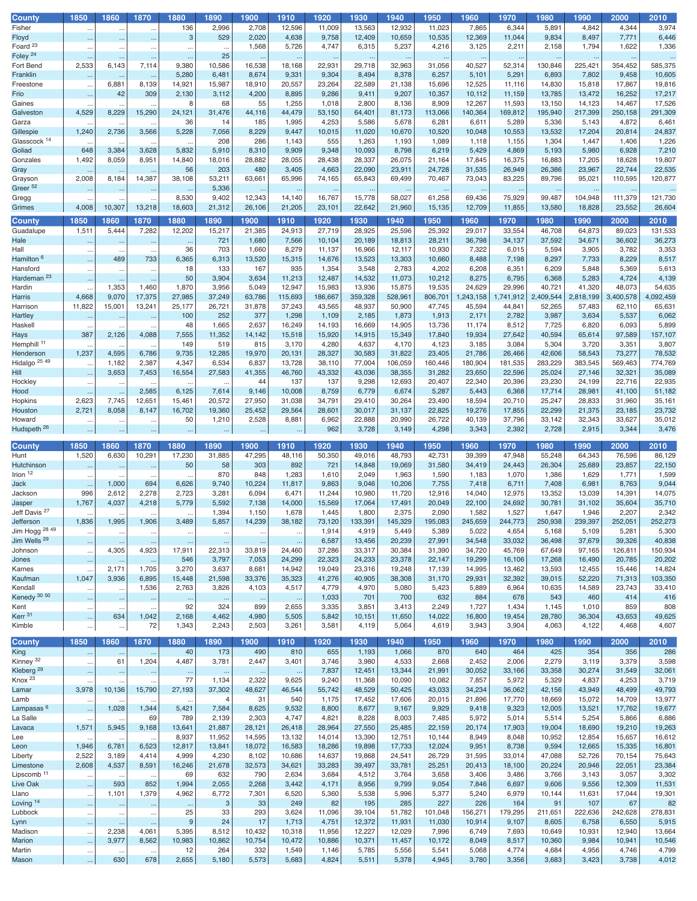| County | 1850 | 1860 | 1870 | 1880 | 1890 | 1900 | 1910 | 1920 | 1930 | 1940 | 1950 | 1960 | 1970 | 1980 | 1990 | 2000 | 2010 |
|---|---|---|---|---|---|---|---|---|---|---|---|---|---|---|---|---|---|
| Fisher | ... | ... | ... | 136 | 2,996 | 2,708 | 12,596 | 11,009 | 13,563 | 12,932 | 11,023 | 7,865 | 6,344 | 5,891 | 4,842 | 4,344 | 3,974 |
| Floyd | ... | ... | ... | 3 | 529 | 2,020 | 4,638 | 9,758 | 12,409 | 10,659 | 10,535 | 12,369 | 11,044 | 9,834 | 8,497 | 7,771 | 6,446 |
| Foard [23] | ... | ... | ... | ... | ... | 1,568 | 5,726 | 4,747 | 6,315 | 5,237 | 4,216 | 3,125 | 2,211 | 2,158 | 1,794 | 1,622 | 1,336 |
| Foley [24] | ... | ... | ... | ... | 25 | ... | ... | ... | ... | ... | ... | ... | ... | ... | ... | ... | ... |
| Fort Bend | 2,533 | 6,143 | 7,114 | 9,380 | 10,586 | 16,538 | 18,168 | 22,931 | 29,718 | 32,963 | 31,056 | 40,527 | 52,314 | 130,846 | 225,421 | 354,452 | 585,375 |
| Franklin | ... | ... | ... | 5,280 | 6,481 | 8,674 | 9,331 | 9,304 | 8,494 | 8,378 | 6,257 | 5,101 | 5,291 | 6,893 | 7,802 | 9,458 | 10,605 |
| Freestone | ... | 6,881 | 8,139 | 14,921 | 15,987 | 18,910 | 20,557 | 23,264 | 22,589 | 21,138 | 15,696 | 12,525 | 11,116 | 14,830 | 15,818 | 17,867 | 19,816 |
| Frio | ... | 42 | 309 | 2,130 | 3,112 | 4,200 | 8,895 | 9,286 | 9,411 | 9,207 | 10,357 | 10,112 | 11,159 | 13,785 | 13,472 | 16,252 | 17,217 |
| Gaines | ... | ... | ... | 8 | 68 | 55 | 1,255 | 1,018 | 2,800 | 8,136 | 8,909 | 12,267 | 11,593 | 13,150 | 14,123 | 14,467 | 17,526 |
| Galveston | 4,529 | 8,229 | 15,290 | 24,121 | 31,476 | 44,116 | 44,479 | 53,150 | 64,401 | 81,173 | 113,066 | 140,364 | 169,812 | 195,940 | 217,399 | 250,158 | 291,309 |
| Garza | ... | ... | ... | 36 | 14 | 185 | 1,995 | 4,253 | 5,586 | 5,678 | 6,281 | 6,611 | 5,289 | 5,336 | 5,143 | 4,872 | 6,461 |
| Gillespie | 1,240 | 2,736 | 3,566 | 5,228 | 7,056 | 8,229 | 9,447 | 10,015 | 11,020 | 10,670 | 10,520 | 10,048 | 10,553 | 13,532 | 17,204 | 20,814 | 24,837 |
| Glasscock [14] | ... | ... | ... | ... | 208 | 286 | 1,143 | 555 | 1,263 | 1,193 | 1,089 | 1,118 | 1,155 | 1,304 | 1,447 | 1,406 | 1,226 |
| Goliad | 648 | 3,384 | 3,628 | 5,832 | 5,910 | 8,310 | 9,909 | 9,348 | 10,093 | 8,798 | 6,219 | 5,429 | 4,869 | 5,193 | 5,980 | 6,928 | 7,210 |
| Gonzales | 1,492 | 8,059 | 8,951 | 14,840 | 18,016 | 28,882 | 28,055 | 28,438 | 28,337 | 26,075 | 21,164 | 17,845 | 16,375 | 16,883 | 17,205 | 18,628 | 19,807 |
| Gray | ... | ... | ... | 56 | 203 | 480 | 3,405 | 4,663 | 22,090 | 23,911 | 24,728 | 31,535 | 26,949 | 26,386 | 23,967 | 22,744 | 22,535 |
| Grayson | 2,008 | 8,184 | 14,387 | 38,108 | 53,211 | 63,661 | 65,996 | 74,165 | 65,843 | 69,499 | 70,467 | 73,043 | 83,225 | 89,796 | 95,021 | 110,595 | 120,877 |
| Greer [52] | ... | ... | ... | ... | 5,336 | ... | ... | ... | ... | ... | ... | ... | ... | ... | ... | ... | ... |
| Gregg | ... | ... | ... | 8,530 | 9,402 | 12,343 | 14,140 | 16,767 | 15,778 | 58,027 | 61,258 | 69,436 | 75,929 | 99,487 | 104,948 | 111,379 | 121,730 |
| Grimes | 4,008 | 10,307 | 13,218 | 18,603 | 21,312 | 26,106 | 21,205 | 23,101 | 22,642 | 21,960 | 15,135 | 12,709 | 11,855 | 13,580 | 18,828 | 23,552 | 26,604 |
| Guadalupe | 1,511 | 5,444 | 7,282 | 12,202 | 15,217 | 21,385 | 24,913 | 27,719 | 28,925 | 25,596 | 25,392 | 29,017 | 33,554 | 46,708 | 64,873 | 89,023 | 131,533 |
| Hale | ... | ... | ... | ... | 721 | 1,680 | 7,566 | 10,104 | 20,189 | 18,813 | 28,211 | 36,798 | 34,137 | 37,592 | 34,671 | 36,602 | 36,273 |
| Hall | ... | ... | ... | 36 | 703 | 1,660 | 8,279 | 11,137 | 16,966 | 12,117 | 10,930 | 7,322 | 6,015 | 5,594 | 3,905 | 3,782 | 3,353 |
| Hamilton [6] | ... | 489 | 733 | 6,365 | 6,313 | 13,520 | 15,315 | 14,676 | 13,523 | 13,303 | 10,660 | 8,488 | 7,198 | 8,297 | 7,733 | 8,229 | 8,517 |
| Hansford | ... | ... | ... | 18 | 133 | 167 | 935 | 1,354 | 3,548 | 2,783 | 4,202 | 6,208 | 6,351 | 6,209 | 5,848 | 5,369 | 5,613 |
| Hardeman [23] | ... | ... | ... | 50 | 3,904 | 3,634 | 11,213 | 12,487 | 14,532 | 11,073 | 10,212 | 8,275 | 6,795 | 6,368 | 5,283 | 4,724 | 4,139 |
| Hardin | ... | 1,353 | 1,460 | 1,870 | 3,956 | 5,049 | 12,947 | 15,983 | 13,936 | 15,875 | 19,535 | 24,629 | 29,996 | 40,721 | 41,320 | 48,073 | 54,635 |
| Harris | 4,668 | 9,070 | 17,375 | 27,985 | 37,249 | 63,786 | 115,693 | 186,667 | 359,328 | 528,961 | 806,701 | 1,243,158 | 1,741,912 | 2,409,544 | 2,818,199 | 3,400,578 | 4,092,459 |
| Harrison | 11,822 | 15,001 | 13,241 | 25,177 | 26,721 | 31,878 | 37,243 | 43,565 | 48,937 | 50,900 | 47,745 | 45,594 | 44,841 | 52,265 | 57,483 | 62,110 | 65,631 |
| Hartley | ... | ... | ... | 100 | 252 | 377 | 1,298 | 1,109 | 2,185 | 1,873 | 1,913 | 2,171 | 2,782 | 3,987 | 3,634 | 5,537 | 6,062 |
| Haskell | ... | ... | ... | 48 | 1,665 | 2,637 | 16,249 | 14,193 | 16,669 | 14,905 | 13,736 | 11,174 | 8,512 | 7,725 | 6,820 | 6,093 | 5,899 |
| Hays | 387 | 2,126 | 4,088 | 7,555 | 11,352 | 14,142 | 15,518 | 15,920 | 14,915 | 15,349 | 17,840 | 19,934 | 27,642 | 40,594 | 65,614 | 97,589 | 157,107 |
| Hemphill [11] | ... | ... | ... | 149 | 519 | 815 | 3,170 | 4,280 | 4,637 | 4,170 | 4,123 | 3,185 | 3,084 | 5,304 | 3,720 | 3,351 | 3,807 |
| Henderson | 1,237 | 4,595 | 6,786 | 9,735 | 12,285 | 19,970 | 20,131 | 28,327 | 30,583 | 31,822 | 23,405 | 21,786 | 26,466 | 42,606 | 58,543 | 73,277 | 78,532 |
| Hidalgo [25 49] | ... | 1,182 | 2,387 | 4,347 | 6,534 | 6,837 | 13,728 | 38,110 | 77,004 | 106,059 | 160,446 | 180,904 | 181,535 | 283,229 | 383,545 | 569,463 | 774,769 |
| Hill | ... | 3,653 | 7,453 | 16,554 | 27,583 | 41,355 | 46,760 | 43,332 | 43,036 | 38,355 | 31,282 | 23,650 | 22,596 | 25,024 | 27,146 | 32,321 | 35,089 |
| Hockley | ... | ... | ... | ... | ... | 44 | 137 | 137 | 9,298 | 12,693 | 20,407 | 22,340 | 20,396 | 23,230 | 24,199 | 22,716 | 22,935 |
| Hood | ... | ... | 2,585 | 6,125 | 7,614 | 9,146 | 10,008 | 8,759 | 6,779 | 6,674 | 5,287 | 5,443 | 6,368 | 17,714 | 28,981 | 41,100 | 51,182 |
| Hopkins | 2,623 | 7,745 | 12,651 | 15,461 | 20,572 | 27,950 | 31,038 | 34,791 | 29,410 | 30,264 | 23,490 | 18,594 | 20,710 | 25,247 | 28,833 | 31,960 | 35,161 |
| Houston | 2,721 | 8,058 | 8,147 | 16,702 | 19,360 | 25,452 | 29,564 | 28,601 | 30,017 | 31,137 | 22,825 | 19,376 | 17,855 | 22,299 | 21,375 | 23,185 | 23,732 |
| Howard | ... | ... | ... | 50 | 1,210 | 2,528 | 8,881 | 6,962 | 22,888 | 20,990 | 26,722 | 40,139 | 37,796 | 33,142 | 32,343 | 33,627 | 35,012 |
| Hudspeth [26] | ... | ... | ... | ... | ... | ... | ... | 962 | 3,728 | 3,149 | 4,298 | 3,343 | 2,392 | 2,728 | 2,915 | 3,344 | 3,476 |
| Hunt | 1,520 | 6,630 | 10,291 | 17,230 | 31,885 | 47,295 | 48,116 | 50,350 | 49,016 | 48,793 | 42,731 | 39,399 | 47,948 | 55,248 | 64,343 | 76,596 | 86,129 |
| Hutchinson | ... | ... | ... | 50 | 58 | 303 | 892 | 721 | 14,848 | 19,069 | 31,580 | 34,419 | 24,443 | 26,304 | 25,689 | 23,857 | 22,150 |
| Irion [12] | ... | ... | ... | ... | 870 | 848 | 1,283 | 1,610 | 2,049 | 1,963 | 1,590 | 1,183 | 1,070 | 1,386 | 1,629 | 1,771 | 1,599 |
| Jack | ... | 1,000 | 694 | 6,626 | 9,740 | 10,224 | 11,817 | 9,863 | 9,046 | 10,206 | 7,755 | 7,418 | 6,711 | 7,408 | 6,981 | 8,763 | 9,044 |
| Jackson | 996 | 2,612 | 2,278 | 2,723 | 3,281 | 6,094 | 6,471 | 11,244 | 10,980 | 11,720 | 12,916 | 14,040 | 12,975 | 13,352 | 13,039 | 14,391 | 14,075 |
| Jasper | 1,767 | 4,037 | 4,218 | 5,779 | 5,592 | 7,138 | 14,000 | 15,569 | 17,064 | 17,491 | 20,049 | 22,100 | 24,692 | 30,781 | 31,102 | 35,604 | 35,710 |
| Jeff Davis [27] | ... | ... | ... | ... | 1,394 | 1,150 | 1,678 | 1,445 | 1,800 | 2,375 | 2,090 | 1,582 | 1,527 | 1,647 | 1,946 | 2,207 | 2,342 |
| Jefferson | 1,836 | 1,995 | 1,906 | 3,489 | 5,857 | 14,239 | 38,182 | 73,120 | 133,391 | 145,329 | 195,083 | 245,659 | 244,773 | 250,938 | 239,397 | 252,051 | 252,273 |
| Jim Hogg [28 49] | ... | ... | ... | ... | ... | ... | ... | 1,914 | 4,919 | 5,449 | 5,389 | 5,022 | 4,654 | 5,168 | 5,109 | 5,281 | 5,300 |
| Jim Wells [29] | ... | ... | ... | ... | ... | ... | ... | 6,587 | 13,456 | 20,239 | 27,991 | 34,548 | 33,032 | 36,498 | 37,679 | 39,326 | 40,838 |
| Johnson | ... | 4,305 | 4,923 | 17,911 | 22,313 | 33,819 | 24,460 | 37,286 | 33,317 | 30,384 | 31,390 | 34,720 | 45,769 | 67,649 | 97,165 | 126,811 | 150,934 |
| Jones | ... | ... | ... | 546 | 3,797 | 7,053 | 24,299 | 22,323 | 24,233 | 23,378 | 22,147 | 19,299 | 16,106 | 17,268 | 16,490 | 20,785 | 20,202 |
| Karnes | ... | 2,171 | 1,705 | 3,270 | 3,637 | 8,681 | 14,942 | 19,049 | 23,316 | 19,248 | 17,139 | 14,995 | 13,462 | 13,593 | 12,455 | 15,446 | 14,824 |
| Kaufman | 1,047 | 3,936 | 6,895 | 15,448 | 21,598 | 33,376 | 35,323 | 41,276 | 40,905 | 38,308 | 31,170 | 29,931 | 32,392 | 39,015 | 52,220 | 71,313 | 103,350 |
| Kendall | ... | ... | 1,536 | 2,763 | 3,826 | 4,103 | 4,517 | 4,779 | 4,970 | 5,080 | 5,423 | 5,889 | 6,964 | 10,635 | 14,589 | 23,743 | 33,410 |
| Kenedy [30 50] | ... | ... | ... | ... | ... | ... | ... | 1,033 | 701 | 700 | 632 | 884 | 678 | 543 | 460 | 414 | 416 |
| Kent | ... | ... | ... | 92 | 324 | 899 | 2,655 | 3,335 | 3,851 | 3,413 | 2,249 | 1,727 | 1,434 | 1,145 | 1,010 | 859 | 808 |
| Kerr [31] | ... | 634 | 1,042 | 2,168 | 4,462 | 4,980 | 5,505 | 5,842 | 10,151 | 11,650 | 14,022 | 16,800 | 19,454 | 28,780 | 36,304 | 43,653 | 49,625 |
| Kimble | ... | ... | 72 | 1,343 | 2,243 | 2,503 | 3,261 | 3,581 | 4,119 | 5,064 | 4,619 | 3,943 | 3,904 | 4,063 | 4,122 | 4,468 | 4,607 |
| King | ... | ... | ... | 40 | 173 | 490 | 810 | 655 | 1,193 | 1,066 | 870 | 640 | 464 | 425 | 354 | 356 | 286 |
| Kinney [32] | ... | 61 | 1,204 | 4,487 | 3,781 | 2,447 | 3,401 | 3,746 | 3,980 | 4,533 | 2,668 | 2,452 | 2,006 | 2,279 | 3,119 | 3,379 | 3,598 |
| Kleberg [29] | ... | ... | ... | ... | ... | ... | ... | 7,837 | 12,451 | 13,344 | 21,991 | 30,052 | 33,166 | 33,358 | 30,274 | 31,549 | 32,061 |
| Knox [23] | ... | ... | ... | 77 | 1,134 | 2,322 | 9,625 | 9,240 | 11,368 | 10,090 | 10,082 | 7,857 | 5,972 | 5,329 | 4,837 | 4,253 | 3,719 |
| Lamar | 3,978 | 10,136 | 15,790 | 27,193 | 37,302 | 48,627 | 46,544 | 55,742 | 48,529 | 50,425 | 43,033 | 34,234 | 36,062 | 42,156 | 43,949 | 48,499 | 49,793 |
| Lamb | ... | ... | ... | ... | 4 | 31 | 540 | 1,175 | 17,452 | 17,606 | 20,015 | 21,896 | 17,770 | 18,669 | 15,072 | 14,709 | 13,977 |
| Lampasas [6] | ... | 1,028 | 1,344 | 5,421 | 7,584 | 8,625 | 9,532 | 8,800 | 8,677 | 9,167 | 9,929 | 9,418 | 9,323 | 12,005 | 13,521 | 17,762 | 19,677 |
| La Salle | ... | ... | 69 | 789 | 2,139 | 2,303 | 4,747 | 4,821 | 8,228 | 8,003 | 7,485 | 5,972 | 5,014 | 5,514 | 5,254 | 5,866 | 6,886 |
| Lavaca | 1,571 | 5,945 | 9,168 | 13,641 | 21,887 | 28,121 | 26,418 | 28,964 | 27,550 | 25,485 | 22,159 | 20,174 | 17,903 | 19,004 | 18,690 | 19,210 | 19,263 |
| Lee | ... | ... | ... | 8,937 | 11,952 | 14,595 | 13,132 | 14,014 | 13,390 | 12,751 | 10,144 | 8,949 | 8,048 | 10,952 | 12,854 | 15,657 | 16,612 |
| Leon | 1,946 | 6,781 | 6,523 | 12,817 | 13,841 | 18,072 | 16,583 | 18,286 | 19,898 | 17,733 | 12,024 | 9,951 | 8,738 | 9,594 | 12,665 | 15,335 | 16,801 |
| Liberty | 2,522 | 3,189 | 4,414 | 4,999 | 4,230 | 8,102 | 10,686 | 14,637 | 19,868 | 24,541 | 26,729 | 31,595 | 33,014 | 47,088 | 52,726 | 70,154 | 75,643 |
| Limestone | 2,608 | 4,537 | 8,591 | 16,246 | 21,678 | 32,573 | 34,621 | 33,283 | 39,497 | 33,781 | 25,251 | 20,413 | 18,100 | 20,224 | 20,946 | 22,051 | 23,384 |
| Lipscomb [11] | ... | ... | ... | 69 | 632 | 790 | 2,634 | 3,684 | 4,512 | 3,764 | 3,658 | 3,406 | 3,486 | 3,766 | 3,143 | 3,057 | 3,302 |
| Live Oak | ... | 593 | 852 | 1,994 | 2,055 | 2,268 | 3,442 | 4,171 | 8,956 | 9,799 | 9,054 | 7,846 | 6,697 | 9,606 | 9,556 | 12,309 | 11,531 |
| Llano | ... | 1,101 | 1,379 | 4,962 | 6,772 | 7,301 | 6,520 | 5,360 | 5,538 | 5,996 | 5,377 | 5,240 | 6,979 | 10,144 | 11,631 | 17,044 | 19,301 |
| Loving [14] | ... | ... | ... | ... | 3 | 33 | 249 | 82 | 195 | 285 | 227 | 226 | 164 | 91 | 107 | 67 | 82 |
| Lubbock | ... | ... | ... | 25 | 33 | 293 | 3,624 | 11,096 | 39,104 | 51,782 | 101,048 | 156,271 | 179,295 | 211,651 | 222,636 | 242,628 | 278,831 |
| Lynn | ... | ... | ... | 9 | 24 | 17 | 1,713 | 4,751 | 12,372 | 11,931 | 11,030 | 10,914 | 9,107 | 8,605 | 6,758 | 6,550 | 5,915 |
| Madison | ... | 2,238 | 4,061 | 5,395 | 8,512 | 10,432 | 10,318 | 11,956 | 12,227 | 12,029 | 7,996 | 6,749 | 7,693 | 10,649 | 10,931 | 12,940 | 13,664 |
| Marion | ... | 3,977 | 8,562 | 10,983 | 10,862 | 10,754 | 10,472 | 10,886 | 10,371 | 11,457 | 10,172 | 8,049 | 8,517 | 10,360 | 9,984 | 10,941 | 10,546 |
| Martin | ... | ... | ... | 12 | 264 | 332 | 1,549 | 1,146 | 5,785 | 5,556 | 5,541 | 5,068 | 4,774 | 4,684 | 4,956 | 4,746 | 4,799 |
| Mason | ... | 630 | 678 | 2,655 | 5,180 | 5,573 | 5,683 | 4,824 | 5,511 | 5,378 | 4,945 | 3,780 | 3,356 | 3,683 | 3,423 | 3,738 | 4,012 |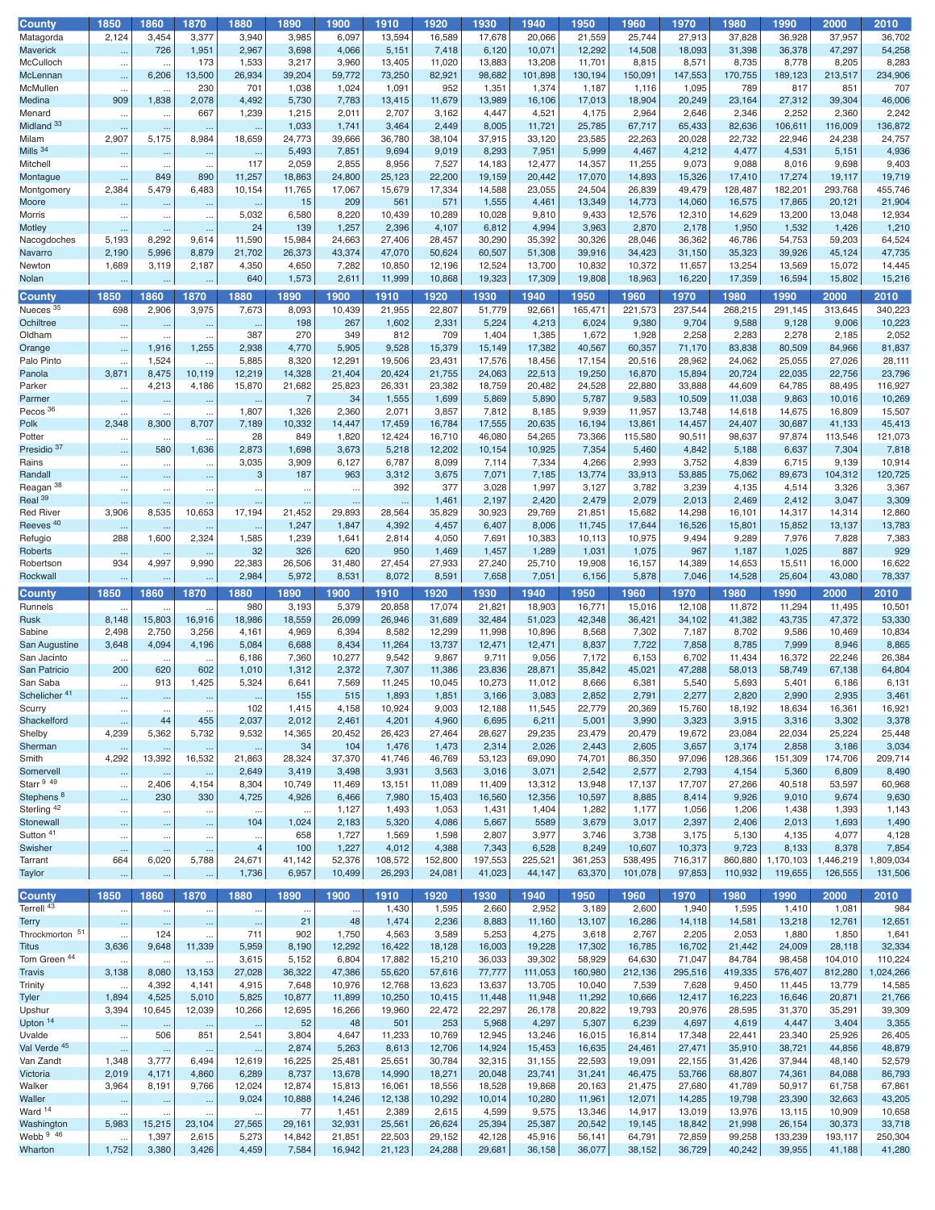| County | 1850 | 1860 | 1870 | 1880 | 1890 | 1900 | 1910 | 1920 | 1930 | 1940 | 1950 | 1960 | 1970 | 1980 | 1990 | 2000 | 2010 |
|---|---|---|---|---|---|---|---|---|---|---|---|---|---|---|---|---|---|
| Matagorda | 2,124 | 3,454 | 3,377 | 3,940 | 3,985 | 6,097 | 13,594 | 16,589 | 17,678 | 20,066 | 21,559 | 25,744 | 27,913 | 37,828 | 36,928 | 37,957 | 36,702 |
| Maverick | ... | 726 | 1,951 | 2,967 | 3,698 | 4,066 | 5,151 | 7,418 | 6,120 | 10,071 | 12,292 | 14,508 | 18,093 | 31,398 | 36,378 | 47,297 | 54,258 |
| McCulloch | ... | ... | 173 | 1,533 | 3,217 | 3,960 | 13,405 | 11,020 | 13,883 | 13,208 | 11,701 | 8,815 | 8,571 | 8,735 | 8,778 | 8,205 | 8,283 |
| McLennan | ... | 6,206 | 13,500 | 26,934 | 39,204 | 59,772 | 73,250 | 82,921 | 98,682 | 101,898 | 130,194 | 150,091 | 147,553 | 170,755 | 189,123 | 213,517 | 234,906 |
| McMullen | ... | ... | 230 | 701 | 1,038 | 1,024 | 1,091 | 952 | 1,351 | 1,374 | 1,187 | 1,116 | 1,095 | 789 | 817 | 851 | 707 |
| Medina | 909 | 1,838 | 2,078 | 4,492 | 5,730 | 7,783 | 13,415 | 11,679 | 13,989 | 16,106 | 17,013 | 18,904 | 20,249 | 23,164 | 27,312 | 39,304 | 46,006 |
| Menard | ... | ... | 667 | 1,239 | 1,215 | 2,011 | 2,707 | 3,162 | 4,447 | 4,521 | 4,175 | 2,964 | 2,646 | 2,346 | 2,252 | 2,360 | 2,242 |
| Midland [33] | ... | ... | ... | ... | 1,033 | 1,741 | 3,464 | 2,449 | 8,005 | 11,721 | 25,785 | 67,717 | 65,433 | 82,636 | 106,611 | 116,009 | 136,872 |
| Milam | 2,907 | 5,175 | 8,984 | 18,659 | 24,773 | 39,666 | 36,780 | 38,104 | 37,915 | 33,120 | 23,585 | 22,263 | 20,028 | 22,732 | 22,946 | 24,238 | 24,757 |
| Mills [34] | ... | ... | ... | ... | 5,493 | 7,851 | 9,694 | 9,019 | 8,293 | 7,951 | 5,999 | 4,467 | 4,212 | 4,477 | 4,531 | 5,151 | 4,936 |
| Mitchell | ... | ... | ... | 117 | 2,059 | 2,855 | 8,956 | 7,527 | 14,183 | 12,477 | 14,357 | 11,255 | 9,073 | 9,088 | 8,016 | 9,698 | 9,403 |
| Montague | ... | 849 | 890 | 11,257 | 18,863 | 24,800 | 25,123 | 22,200 | 19,159 | 20,442 | 17,070 | 14,893 | 15,326 | 17,410 | 17,274 | 19,117 | 19,719 |
| Montgomery | 2,384 | 5,479 | 6,483 | 10,154 | 11,765 | 17,067 | 15,679 | 17,334 | 14,588 | 23,055 | 24,504 | 26,839 | 49,479 | 128,487 | 182,201 | 293,768 | 455,746 |
| Moore | ... | ... | ... | ... | 15 | 209 | 561 | 571 | 1,555 | 4,461 | 13,349 | 14,773 | 14,060 | 16,575 | 17,865 | 20,121 | 21,904 |
| Morris | ... | ... | ... | 5,032 | 6,580 | 8,220 | 10,439 | 10,289 | 10,028 | 9,810 | 9,433 | 12,576 | 12,310 | 14,629 | 13,200 | 13,048 | 12,934 |
| Motley | ... | ... | ... | 24 | 139 | 1,257 | 2,396 | 4,107 | 6,812 | 4,994 | 3,963 | 2,870 | 2,178 | 1,950 | 1,532 | 1,426 | 1,210 |
| Nacogdoches | 5,193 | 8,292 | 9,614 | 11,590 | 15,984 | 24,663 | 27,406 | 28,457 | 30,290 | 35,392 | 30,326 | 28,046 | 36,362 | 46,786 | 54,753 | 59,203 | 64,524 |
| Navarro | 2,190 | 5,996 | 8,879 | 21,702 | 26,373 | 43,374 | 47,070 | 50,624 | 60,507 | 51,308 | 39,916 | 34,423 | 31,150 | 35,323 | 39,926 | 45,124 | 47,735 |
| Newton | 1,689 | 3,119 | 2,187 | 4,350 | 4,650 | 7,282 | 10,850 | 12,196 | 12,524 | 13,700 | 10,832 | 10,372 | 11,657 | 13,254 | 13,569 | 15,072 | 14,445 |
| Nolan | ... | ... | ... | 640 | 1,573 | 2,611 | 11,999 | 10,868 | 19,323 | 17,309 | 19,808 | 18,963 | 16,220 | 17,359 | 16,594 | 15,802 | 15,216 |
| Nueces [35] | 698 | 2,906 | 3,975 | 7,673 | 8,093 | 10,439 | 21,955 | 22,807 | 51,779 | 92,661 | 165,471 | 221,573 | 237,544 | 268,215 | 291,145 | 313,645 | 340,223 |
| Ochiltree | ... | ... | ... | ... | 198 | 267 | 1,602 | 2,331 | 5,224 | 4,213 | 6,024 | 9,380 | 9,704 | 9,588 | 9,128 | 9,006 | 10,223 |
| Oldham | ... | ... | ... | 387 | 270 | 349 | 812 | 709 | 1,404 | 1,385 | 1,672 | 1,928 | 2,258 | 2,283 | 2,278 | 2,185 | 2,052 |
| Orange | ... | 1,916 | 1,255 | 2,938 | 4,770 | 5,905 | 9,528 | 15,379 | 15,149 | 17,382 | 40,567 | 60,357 | 71,170 | 83,838 | 80,509 | 84,966 | 81,837 |
| Palo Pinto | ... | 1,524 | ... | 5,885 | 8,320 | 12,291 | 19,506 | 23,431 | 17,576 | 18,456 | 17,154 | 20,516 | 28,962 | 24,062 | 25,055 | 27,026 | 28,111 |
| Panola | 3,871 | 8,475 | 10,119 | 12,219 | 14,328 | 21,404 | 20,424 | 21,755 | 24,063 | 22,513 | 19,250 | 16,870 | 15,894 | 20,724 | 22,035 | 22,756 | 23,796 |
| Parker | ... | 4,213 | 4,186 | 15,870 | 21,682 | 25,823 | 26,331 | 23,382 | 18,759 | 20,482 | 24,528 | 22,880 | 33,888 | 44,609 | 64,785 | 88,495 | 116,927 |
| Parmer | ... | ... | ... | ... | 7 | 34 | 1,555 | 1,699 | 5,869 | 5,890 | 5,787 | 9,583 | 10,509 | 11,038 | 9,863 | 10,016 | 10,269 |
| Pecos [36] | ... | ... | ... | 1,807 | 1,326 | 2,360 | 2,071 | 3,857 | 7,812 | 8,185 | 9,939 | 11,957 | 13,748 | 14,618 | 14,675 | 16,809 | 15,507 |
| Polk | 2,348 | 8,300 | 8,707 | 7,189 | 10,332 | 14,447 | 17,459 | 16,784 | 17,555 | 20,635 | 16,194 | 13,861 | 14,457 | 24,407 | 30,687 | 41,133 | 45,413 |
| Potter | ... | ... | ... | 28 | 849 | 1,820 | 12,424 | 16,710 | 46,080 | 54,265 | 73,366 | 115,580 | 90,511 | 98,637 | 97,874 | 113,546 | 121,073 |
| Presidio [37] | ... | 580 | 1,636 | 2,873 | 1,698 | 3,673 | 5,218 | 12,202 | 10,154 | 10,925 | 7,354 | 5,460 | 4,842 | 5,188 | 6,637 | 7,304 | 7,818 |
| Rains | ... | ... | ... | 3,035 | 3,909 | 6,127 | 6,787 | 8,099 | 7,114 | 7,334 | 4,266 | 2,993 | 3,752 | 4,839 | 6,715 | 9,139 | 10,914 |
| Randall | ... | ... | ... | 3 | 187 | 963 | 3,312 | 3,675 | 7,071 | 7,185 | 13,774 | 33,913 | 53,885 | 75,062 | 89,673 | 104,312 | 120,725 |
| Reagan [38] | ... | ... | ... | ... | ... | ... | 392 | 377 | 3,028 | 1,997 | 3,127 | 3,782 | 3,239 | 4,135 | 4,514 | 3,326 | 3,367 |
| Real [39] | ... | ... | ... | ... | ... | ... | ... | 1,461 | 2,197 | 2,420 | 2,479 | 2,079 | 2,013 | 2,469 | 2,412 | 3,047 | 3,309 |
| Red River | 3,906 | 8,535 | 10,653 | 17,194 | 21,452 | 29,893 | 28,564 | 35,829 | 30,923 | 29,769 | 21,851 | 15,682 | 14,298 | 16,101 | 14,317 | 14,314 | 12,860 |
| Reeves [40] | ... | ... | ... | ... | 1,247 | 1,847 | 4,392 | 4,457 | 6,407 | 8,006 | 11,745 | 17,644 | 16,526 | 15,801 | 15,852 | 13,137 | 13,783 |
| Refugio | 288 | 1,600 | 2,324 | 1,585 | 1,239 | 1,641 | 2,814 | 4,050 | 7,691 | 10,383 | 10,113 | 10,975 | 9,494 | 9,289 | 7,976 | 7,828 | 7,383 |
| Roberts | ... | ... | ... | 32 | 326 | 620 | 950 | 1,469 | 1,457 | 1,289 | 1,031 | 1,075 | 967 | 1,187 | 1,025 | 887 | 929 |
| Robertson | 934 | 4,997 | 9,990 | 22,383 | 26,506 | 31,480 | 27,454 | 27,933 | 27,240 | 25,710 | 19,908 | 16,157 | 14,389 | 14,653 | 15,511 | 16,000 | 16,622 |
| Rockwall | ... | ... | ... | 2,984 | 5,972 | 8,531 | 8,072 | 8,591 | 7,658 | 7,051 | 6,156 | 5,878 | 7,046 | 14,528 | 25,604 | 43,080 | 78,337 |
| Runnels | ... | ... | ... | 980 | 3,193 | 5,379 | 20,858 | 17,074 | 21,821 | 18,903 | 16,771 | 15,016 | 12,108 | 11,872 | 11,294 | 11,495 | 10,501 |
| Rusk | 8,148 | 15,803 | 16,916 | 18,986 | 18,559 | 26,099 | 26,946 | 31,689 | 32,484 | 51,023 | 42,348 | 36,421 | 34,102 | 41,382 | 43,735 | 47,372 | 53,330 |
| Sabine | 2,498 | 2,750 | 3,256 | 4,161 | 4,969 | 6,394 | 8,582 | 12,299 | 11,998 | 10,896 | 8,568 | 7,302 | 7,187 | 8,702 | 9,586 | 10,469 | 10,834 |
| San Augustine | 3,648 | 4,094 | 4,196 | 5,084 | 6,688 | 8,434 | 11,264 | 13,737 | 12,471 | 12,471 | 8,837 | 7,722 | 7,858 | 8,785 | 7,999 | 8,946 | 8,865 |
| San Jacinto | ... | ... | ... | 6,186 | 7,360 | 10,277 | 9,542 | 9,867 | 9,711 | 9,056 | 7,172 | 6,153 | 6,702 | 11,434 | 16,372 | 22,246 | 26,384 |
| San Patricio | 200 | 620 | 602 | 1,010 | 1,312 | 2,372 | 7,307 | 11,386 | 23,836 | 28,871 | 35,842 | 45,021 | 47,288 | 58,013 | 58,749 | 67,138 | 64,804 |
| San Saba | ... | 913 | 1,425 | 5,324 | 6,641 | 7,569 | 11,245 | 10,045 | 10,273 | 11,012 | 8,666 | 6,381 | 5,540 | 5,693 | 5,401 | 6,186 | 6,131 |
| Schelicher [41] | ... | ... | ... | ... | 155 | 515 | 1,893 | 1,851 | 3,166 | 3,083 | 2,852 | 2,791 | 2,277 | 2,820 | 2,990 | 2,935 | 3,461 |
| Scurry | ... | ... | ... | 102 | 1,415 | 4,158 | 10,924 | 9,003 | 12,188 | 11,545 | 22,779 | 20,369 | 15,760 | 18,192 | 18,634 | 16,361 | 16,921 |
| Shackelford | ... | 44 | 455 | 2,037 | 2,012 | 2,461 | 4,201 | 4,960 | 6,695 | 6,211 | 5,001 | 3,990 | 3,323 | 3,915 | 3,316 | 3,302 | 3,378 |
| Shelby | 4,239 | 5,362 | 5,732 | 9,532 | 14,365 | 20,452 | 26,423 | 27,464 | 28,627 | 29,235 | 23,479 | 20,479 | 19,672 | 23,084 | 22,034 | 25,224 | 25,448 |
| Sherman | ... | ... | ... | ... | 34 | 104 | 1,476 | 1,473 | 2,314 | 2,026 | 2,443 | 2,605 | 3,657 | 3,174 | 2,858 | 3,186 | 3,034 |
| Smith | 4,292 | 13,392 | 16,532 | 21,863 | 28,324 | 37,370 | 41,746 | 46,769 | 53,123 | 69,090 | 74,701 | 86,350 | 97,096 | 128,366 | 151,309 | 174,706 | 209,714 |
| Somervell | ... | ... | ... | 2,649 | 3,419 | 3,498 | 3,931 | 3,563 | 3,016 | 3,071 | 2,542 | 2,577 | 2,793 | 4,154 | 5,360 | 6,809 | 8,490 |
| Starr [9] [49] | ... | 2,406 | 4,154 | 8,304 | 10,749 | 11,469 | 13,151 | 11,089 | 11,409 | 13,312 | 13,948 | 17,137 | 17,707 | 27,266 | 40,518 | 53,597 | 60,968 |
| Stephens [8] | ... | 230 | 330 | 4,725 | 4,926 | 6,466 | 7,980 | 15,403 | 16,560 | 12,356 | 10,597 | 8,885 | 8,414 | 9,926 | 9,010 | 9,674 | 9,630 |
| Sterling [42] | ... | ... | ... | ... | ... | 1,127 | 1,493 | 1,053 | 1,431 | 1,404 | 1,282 | 1,177 | 1,056 | 1,206 | 1,438 | 1,393 | 1,143 |
| Stonewall | ... | ... | ... | 104 | 1,024 | 2,183 | 5,320 | 4,086 | 5,667 | 5589 | 3,679 | 3,017 | 2,397 | 2,406 | 2,013 | 1,693 | 1,490 |
| Sutton [41] | ... | ... | ... | ... | 658 | 1,727 | 1,569 | 1,598 | 2,807 | 3,977 | 3,746 | 3,738 | 3,175 | 5,130 | 4,135 | 4,077 | 4,128 |
| Swisher | ... | ... | ... | 4 | 100 | 1,227 | 4,012 | 4,388 | 7,343 | 6,528 | 8,249 | 10,607 | 10,373 | 9,723 | 8,133 | 8,378 | 7,854 |
| Tarrant | 664 | 6,020 | 5,788 | 24,671 | 41,142 | 52,376 | 108,572 | 152,800 | 197,553 | 225,521 | 361,253 | 538,495 | 716,317 | 860,880 | 1,170,103 | 1,446,219 | 1,809,034 |
| Taylor | ... | ... | ... | 1,736 | 6,957 | 10,499 | 26,293 | 24,081 | 41,023 | 44,147 | 63,370 | 101,078 | 97,853 | 110,932 | 119,655 | 126,555 | 131,506 |
| Terrell [43] | ... | ... | ... | ... | ... | ... | 1,430 | 1,595 | 2,660 | 2,952 | 3,189 | 2,600 | 1,940 | 1,595 | 1,410 | 1,081 | 984 |
| Terry | ... | ... | ... | ... | 21 | 48 | 1,474 | 2,236 | 8,883 | 11,160 | 13,107 | 16,286 | 14,118 | 14,581 | 13,218 | 12,761 | 12,651 |
| Throckmorton [51] | ... | 124 | ... | 711 | 902 | 1,750 | 4,563 | 3,589 | 5,253 | 4,275 | 3,618 | 2,767 | 2,205 | 2,053 | 1,880 | 1,850 | 1,641 |
| Titus | 3,636 | 9,648 | 11,339 | 5,959 | 8,190 | 12,292 | 16,422 | 18,128 | 16,003 | 19,228 | 17,302 | 16,785 | 16,702 | 21,442 | 24,009 | 28,118 | 32,334 |
| Tom Green [44] | ... | ... | ... | 3,615 | 5,152 | 6,804 | 17,882 | 15,210 | 36,033 | 39,302 | 58,929 | 64,630 | 71,047 | 84,784 | 98,458 | 104,010 | 110,224 |
| Travis | 3,138 | 8,080 | 13,153 | 27,028 | 36,322 | 47,386 | 55,620 | 57,616 | 77,777 | 111,053 | 160,980 | 212,136 | 295,516 | 419,335 | 576,407 | 812,280 | 1,024,266 |
| Trinity | ... | 4,392 | 4,141 | 4,915 | 7,648 | 10,976 | 12,768 | 13,623 | 13,637 | 13,705 | 10,040 | 7,539 | 7,628 | 9,450 | 11,445 | 13,779 | 14,585 |
| Tyler | 1,894 | 4,525 | 5,010 | 5,825 | 10,877 | 11,899 | 10,250 | 10,415 | 11,448 | 11,948 | 11,292 | 10,666 | 12,417 | 16,223 | 16,646 | 20,871 | 21,766 |
| Upshur | 3,394 | 10,645 | 12,039 | 10,266 | 12,695 | 16,266 | 19,960 | 22,472 | 22,297 | 26,178 | 20,822 | 19,793 | 20,976 | 28,595 | 31,370 | 35,291 | 39,309 |
| Upton [14] | ... | ... | ... | ... | 52 | 48 | 501 | 253 | 5,968 | 4,297 | 5,307 | 6,239 | 4,697 | 4,619 | 4,447 | 3,404 | 3,355 |
| Uvalde | ... | 506 | 851 | 2,541 | 3,804 | 4,647 | 11,233 | 10,769 | 12,945 | 13,246 | 16,015 | 16,814 | 17,348 | 22,441 | 23,340 | 25,926 | 26,405 |
| Val Verde [45] | ... | ... | ... | ... | 2,874 | 5,263 | 8,613 | 12,706 | 14,924 | 15,453 | 16,635 | 24,461 | 27,471 | 35,910 | 38,721 | 44,856 | 48,879 |
| Van Zandt | 1,348 | 3,777 | 6,494 | 12,619 | 16,225 | 25,481 | 25,651 | 30,784 | 32,315 | 31,155 | 22,593 | 19,091 | 22,155 | 31,426 | 37,944 | 48,140 | 52,579 |
| Victoria | 2,019 | 4,171 | 4,860 | 6,289 | 8,737 | 13,678 | 14,990 | 18,271 | 20,048 | 23,741 | 31,241 | 46,475 | 53,766 | 68,807 | 74,361 | 84,088 | 86,793 |
| Walker | 3,964 | 8,191 | 9,766 | 12,024 | 12,874 | 15,813 | 16,061 | 18,556 | 18,528 | 19,868 | 20,163 | 21,475 | 27,680 | 41,789 | 50,917 | 61,758 | 67,861 |
| Waller | ... | ... | ... | 9,024 | 10,888 | 14,246 | 12,138 | 10,292 | 10,014 | 10,280 | 11,961 | 12,071 | 14,285 | 19,798 | 23,390 | 32,663 | 43,205 |
| Ward [14] | ... | ... | ... | ... | 77 | 1,451 | 2,389 | 2,615 | 4,599 | 9,575 | 13,346 | 14,917 | 13,019 | 13,976 | 13,115 | 10,909 | 10,658 |
| Washington | 5,983 | 15,215 | 23,104 | 27,565 | 29,161 | 32,931 | 25,561 | 26,624 | 25,394 | 25,387 | 20,542 | 19,145 | 18,842 | 21,998 | 26,154 | 30,373 | 33,718 |
| Webb [9] [46] | ... | 1,397 | 2,615 | 5,273 | 14,842 | 21,851 | 22,503 | 29,152 | 42,128 | 45,916 | 56,141 | 64,791 | 72,859 | 99,258 | 133,239 | 193,117 | 250,304 |
| Wharton | 1,752 | 3,380 | 3,426 | 4,459 | 7,584 | 16,942 | 21,123 | 24,288 | 29,681 | 36,158 | 36,077 | 38,152 | 36,729 | 40,242 | 39,955 | 41,188 | 41,280 |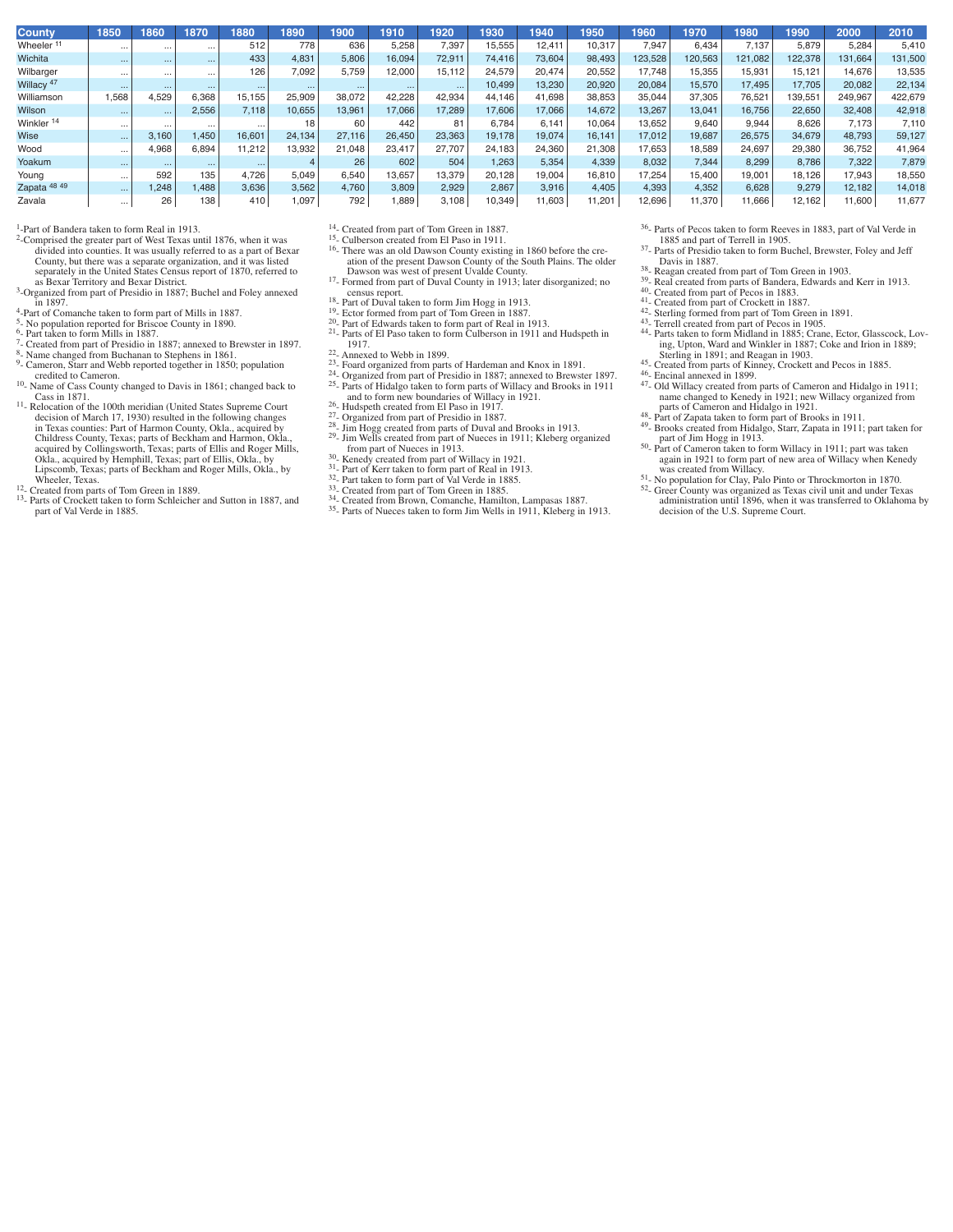| County | 1850 | 1860 | 1870 | 1880 | 1890 | 1900 | 1910 | 1920 | 1930 | 1940 | 1950 | 1960 | 1970 | 1980 | 1990 | 2000 | 2010 |
|---|---|---|---|---|---|---|---|---|---|---|---|---|---|---|---|---|---|
| Wheeler [11] | ... | ... | ... | 512 | 778 | 636 | 5,258 | 7,397 | 15,555 | 12,411 | 10,317 | 7,947 | 6,434 | 7,137 | 5,879 | 5,284 | 5,410 |
| Wichita | ... | ... | ... | 433 | 4,831 | 5,806 | 16,094 | 72,911 | 74,416 | 73,604 | 98,493 | 123,528 | 120,563 | 121,082 | 122,378 | 131,664 | 131,500 |
| Wilbarger | ... | ... | ... | 126 | 7,092 | 5,759 | 12,000 | 15,112 | 24,579 | 20,474 | 20,552 | 17,748 | 15,355 | 15,931 | 15,121 | 14,676 | 13,535 |
| Willacy [47] | ... | ... | ... | ... | ... | ... | ... | ... | 10,499 | 13,230 | 20,920 | 20,084 | 15,570 | 17,495 | 17,705 | 20,082 | 22,134 |
| Williamson | 1,568 | 4,529 | 6,368 | 15,155 | 25,909 | 38,072 | 42,228 | 42,934 | 44,146 | 41,698 | 38,853 | 35,044 | 37,305 | 76,521 | 139,551 | 249,967 | 422,679 |
| Wilson | ... | ... | 2,556 | 7,118 | 10,655 | 13,961 | 17,066 | 17,289 | 17,606 | 17,066 | 14,672 | 13,267 | 13,041 | 16,756 | 22,650 | 32,408 | 42,918 |
| Winkler [14] | ... | ... | ... | ... | 18 | 60 | 442 | 81 | 6,784 | 6,141 | 10,064 | 13,652 | 9,640 | 9,944 | 8,626 | 7,173 | 7,110 |
| Wise | ... | 3,160 | 1,450 | 16,601 | 24,134 | 27,116 | 26,450 | 23,363 | 19,178 | 19,074 | 16,141 | 17,012 | 19,687 | 26,575 | 34,679 | 48,793 | 59,127 |
| Wood | ... | 4,968 | 6,894 | 11,212 | 13,932 | 21,048 | 23,417 | 27,707 | 24,183 | 24,360 | 21,308 | 17,653 | 18,589 | 24,697 | 29,380 | 36,752 | 41,964 |
| Yoakum | ... | ... | ... | ... | 4 | 26 | 602 | 504 | 1,263 | 5,354 | 4,339 | 8,032 | 7,344 | 8,299 | 8,786 | 7,322 | 7,879 |
| Young | ... | 592 | 135 | 4,726 | 5,049 | 6,540 | 13,657 | 13,379 | 20,128 | 19,004 | 16,810 | 17,254 | 15,400 | 19,001 | 18,126 | 17,943 | 18,550 |
| Zapata [48 49] | ... | 1,248 | 1,488 | 3,636 | 3,562 | 4,760 | 3,809 | 2,929 | 2,867 | 3,916 | 4,405 | 4,393 | 4,352 | 6,628 | 9,279 | 12,182 | 14,018 |
| Zavala | ... | 26 | 138 | 410 | 1,097 | 792 | 1,889 | 3,108 | 10,349 | 11,603 | 11,201 | 12,696 | 11,370 | 11,666 | 12,162 | 11,600 | 11,677 |

[1]-Part of Bandera taken to form Real in 1913.

[2]-Comprised the greater part of West Texas until 1876, when it was divided into counties. It was usually referred to as a part of Bexar County, but there was a separate organization, and it was listed separately in the United States Census report of 1870, referred to as Bexar Territory and Bexar District.

[3]-Organized from part of Presidio in 1887; Buchel and Foley annexed in 1897.

[4]-Part of Comanche taken to form part of Mills in 1887.

[5]- No population reported for Briscoe County in 1890.

[6]- Part taken to form Mills in 1887.

[7]- Created from part of Presidio in 1887; annexed to Brewster in 1897.

[8]- Name changed from Buchanan to Stephens in 1861.

[9]- Cameron, Starr and Webb reported together in 1850; population credited to Cameron.

[10]- Name of Cass County changed to Davis in 1861; changed back to Cass in 1871.

[11]- Relocation of the 100th meridian (United States Supreme Court decision of March 17, 1930) resulted in the following changes in Texas counties: Part of Harmon County, Okla., acquired by Childress County, Texas; parts of Beckham and Harmon, Okla., acquired by Collingsworth, Texas; parts of Ellis and Roger Mills, Okla., acquired by Hemphill, Texas; part of Ellis, Okla., by Lipscomb, Texas; parts of Beckham and Roger Mills, Okla., by Wheeler, Texas.

[12]- Created from parts of Tom Green in 1889.

[13]- Parts of Crockett taken to form Schleicher and Sutton in 1887, and part of Val Verde in 1885.

[14]- Created from part of Tom Green in 1887.

[15]- Culberson created from El Paso in 1911.

[16]- There was an old Dawson County existing in 1860 before the creation of the present Dawson County of the South Plains. The older Dawson was west of present Uvalde County.

[17]- Formed from part of Duval County in 1913; later disorganized; no census report.

[18]- Part of Duval taken to form Jim Hogg in 1913.

[19]- Ector formed from part of Tom Green in 1887.

[20]- Part of Edwards taken to form part of Real in 1913.

[21]- Parts of El Paso taken to form Culberson in 1911 and Hudspeth in 1917.

[22]- Annexed to Webb in 1899.

[23]- Foard organized from parts of Hardeman and Knox in 1891.

[24]- Organized from part of Presidio in 1887; annexed to Brewster 1897.

[25]- Parts of Hidalgo taken to form parts of Willacy and Brooks in 1911 and to form new boundaries of Willacy in 1921.

[26]- Hudspeth created from El Paso in 1917.

[27]- Organized from part of Presidio in 1887.

[28]- Jim Hogg created from parts of Duval and Brooks in 1913.

[29]- Jim Wells created from part of Nueces in 1911; Kleberg organized from part of Nueces in 1913.

[30]- Kenedy created from part of Willacy in 1921.

[31]- Part of Kerr taken to form part of Real in 1913.

[32]- Part taken to form part of Val Verde in 1885.

[33]- Created from part of Tom Green in 1885.

[34]- Created from Brown, Comanche, Hamilton, Lampasas 1887.

[35]- Parts of Nueces taken to form Jim Wells in 1911, Kleberg in 1913.

[36]- Parts of Pecos taken to form Reeves in 1883, part of Val Verde in 1885 and part of Terrell in 1905.

[37]- Parts of Presidio taken to form Buchel, Brewster, Foley and Jeff Davis in 1887.

[38]- Reagan created from part of Tom Green in 1903.

[39]- Real created from parts of Bandera, Edwards and Kerr in 1913.

[40]- Created from part of Pecos in 1883.

[41]- Created from part of Crockett in 1887.

[42]- Sterling formed from part of Tom Green in 1891.

[43]- Terrell created from part of Pecos in 1905.

[44]- Parts taken to form Midland in 1885; Crane, Ector, Glasscock, Loving, Upton, Ward and Winkler in 1887; Coke and Irion in 1889; Sterling in 1891; and Reagan in 1903.

[45]- Created from parts of Kinney, Crockett and Pecos in 1885.

[46]- Encinal annexed in 1899.

[47]- Old Willacy created from parts of Cameron and Hidalgo in 1911; name changed to Kenedy in 1921; new Willacy organized from parts of Cameron and Hidalgo in 1921.

[48]- Part of Zapata taken to form part of Brooks in 1911.

[49]- Brooks created from Hidalgo, Starr, Zapata in 1911; part taken for part of Jim Hogg in 1913.

[50]- Part of Cameron taken to form Willacy in 1911; part was taken again in 1921 to form part of new area of Willacy when Kenedy was created from Willacy.

[51]- No population for Clay, Palo Pinto or Throckmorton in 1870.

[52]- Greer County was organized as Texas civil unit and under Texas administration until 1896, when it was transferred to Oklahoma by decision of the U.S. Supreme Court.